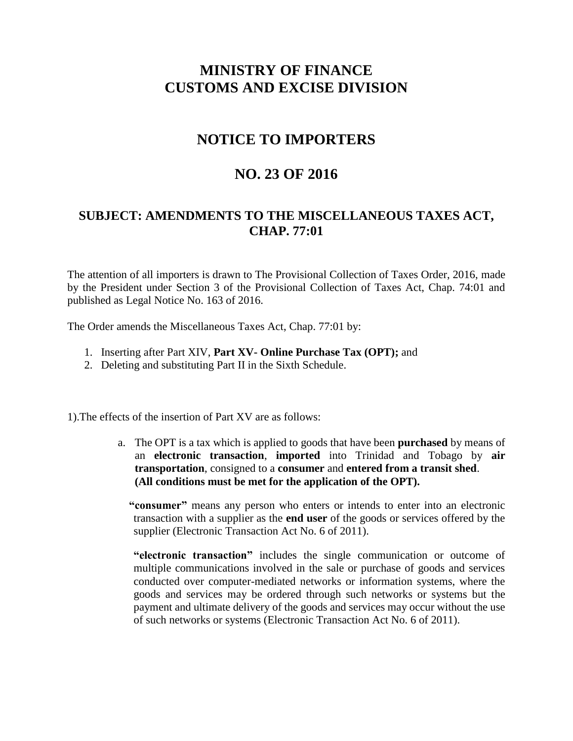# MINISTRY OF FINANCE
# CUSTOMS AND EXCISE DIVISION

## NOTICE TO IMPORTERS

## NO. 23 OF 2016

### SUBJECT: AMENDMENTS TO THE MISCELLANEOUS TAXES ACT, CHAP. 77:01

The attention of all importers is drawn to The Provisional Collection of Taxes Order, 2016, made by the President under Section 3 of the Provisional Collection of Taxes Act, Chap. 74:01 and published as Legal Notice No. 163 of 2016.

The Order amends the Miscellaneous Taxes Act, Chap. 77:01 by:

1. Inserting after Part XIV, **Part XV- Online Purchase Tax (OPT);** and
2. Deleting and substituting Part II in the Sixth Schedule.

1).The effects of the insertion of Part XV are as follows:

a. The OPT is a tax which is applied to goods that have been **purchased** by means of an **electronic transaction**, **imported** into Trinidad and Tobago by **air transportation**, consigned to a **consumer** and **entered from a transit shed**. **(All conditions must be met for the application of the OPT).**

**"consumer"** means any person who enters or intends to enter into an electronic transaction with a supplier as the **end user** of the goods or services offered by the supplier (Electronic Transaction Act No. 6 of 2011).

**"electronic transaction"** includes the single communication or outcome of multiple communications involved in the sale or purchase of goods and services conducted over computer-mediated networks or information systems, where the goods and services may be ordered through such networks or systems but the payment and ultimate delivery of the goods and services may occur without the use of such networks or systems (Electronic Transaction Act No. 6 of 2011).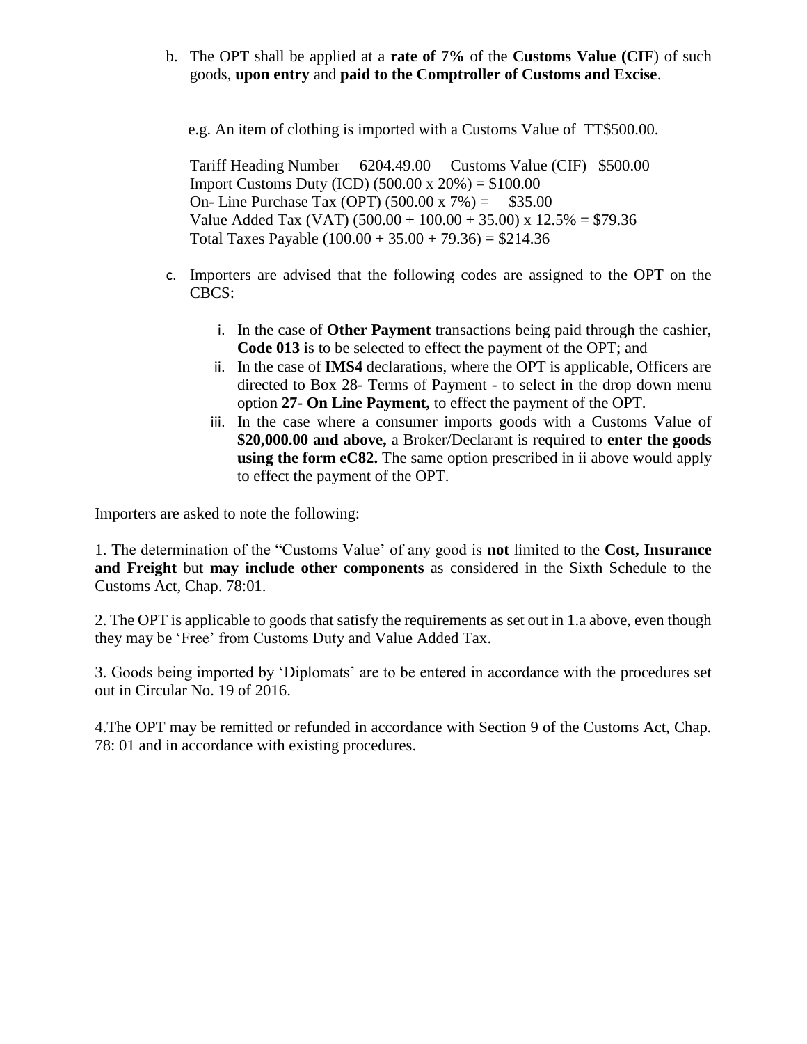b. The OPT shall be applied at a **rate of 7%** of the **Customs Value (CIF**) of such goods, **upon entry** and **paid to the Comptroller of Customs and Excise**.

e.g. An item of clothing is imported with a Customs Value of TT$500.00.

Tariff Heading Number 6204.49.00 Customs Value (CIF) $500.00
Import Customs Duty (ICD) (500.00 x 20%) = $100.00
On- Line Purchase Tax (OPT) (500.00 x 7%) = $35.00
Value Added Tax (VAT) (500.00 + 100.00 + 35.00) x 12.5% = $79.36
Total Taxes Payable (100.00 + 35.00 + 79.36) = $214.36

c. Importers are advised that the following codes are assigned to the OPT on the CBCS:

   i. In the case of **Other Payment** transactions being paid through the cashier, **Code 013** is to be selected to effect the payment of the OPT; and
   ii. In the case of **IMS4** declarations, where the OPT is applicable, Officers are directed to Box 28- Terms of Payment - to select in the drop down menu option **27- On Line Payment,** to effect the payment of the OPT.
   iii. In the case where a consumer imports goods with a Customs Value of **$20,000.00 and above,** a Broker/Declarant is required to **enter the goods using the form eC82.** The same option prescribed in ii above would apply to effect the payment of the OPT.

Importers are asked to note the following:

1. The determination of the "Customs Value' of any good is **not** limited to the **Cost, Insurance and Freight** but **may include other components** as considered in the Sixth Schedule to the Customs Act, Chap. 78:01.

2. The OPT is applicable to goods that satisfy the requirements as set out in 1.a above, even though they may be 'Free' from Customs Duty and Value Added Tax.

3. Goods being imported by 'Diplomats' are to be entered in accordance with the procedures set out in Circular No. 19 of 2016.

4.The OPT may be remitted or refunded in accordance with Section 9 of the Customs Act, Chap. 78: 01 and in accordance with existing procedures.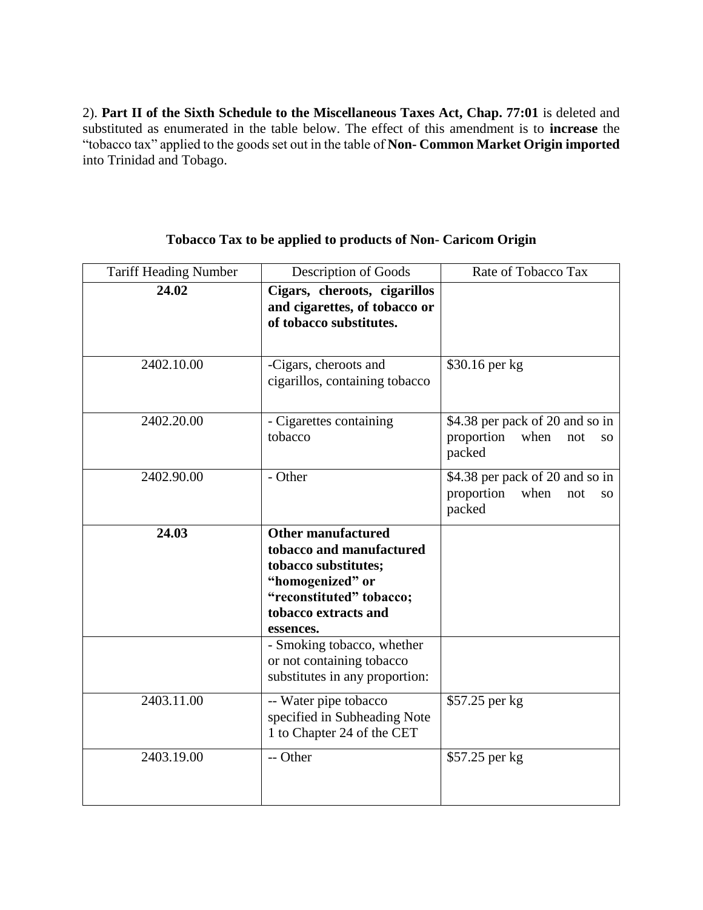2). **Part II of the Sixth Schedule to the Miscellaneous Taxes Act, Chap. 77:01** is deleted and substituted as enumerated in the table below. The effect of this amendment is to **increase** the "tobacco tax" applied to the goods set out in the table of **Non- Common Market Origin imported** into Trinidad and Tobago.

**Tobacco Tax to be applied to products of Non- Caricom Origin**

| Tariff Heading Number | Description of Goods | Rate of Tobacco Tax |
|---|---|---|
| **24.02** | **Cigars, cheroots, cigarillos and cigarettes, of tobacco or of tobacco substitutes.** | |
| 2402.10.00 | -Cigars, cheroots and cigarillos, containing tobacco | $30.16 per kg |
| 2402.20.00 | - Cigarettes containing tobacco | $4.38 per pack of 20 and so in proportion when not so packed |
| 2402.90.00 | - Other | $4.38 per pack of 20 and so in proportion when not so packed |
| **24.03** | **Other manufactured tobacco and manufactured tobacco substitutes; "homogenized" or "reconstituted" tobacco; tobacco extracts and essences.** | |
| | - Smoking tobacco, whether or not containing tobacco substitutes in any proportion: | |
| 2403.11.00 | -- Water pipe tobacco specified in Subheading Note 1 to Chapter 24 of the CET | $57.25 per kg |
| 2403.19.00 | -- Other | $57.25 per kg |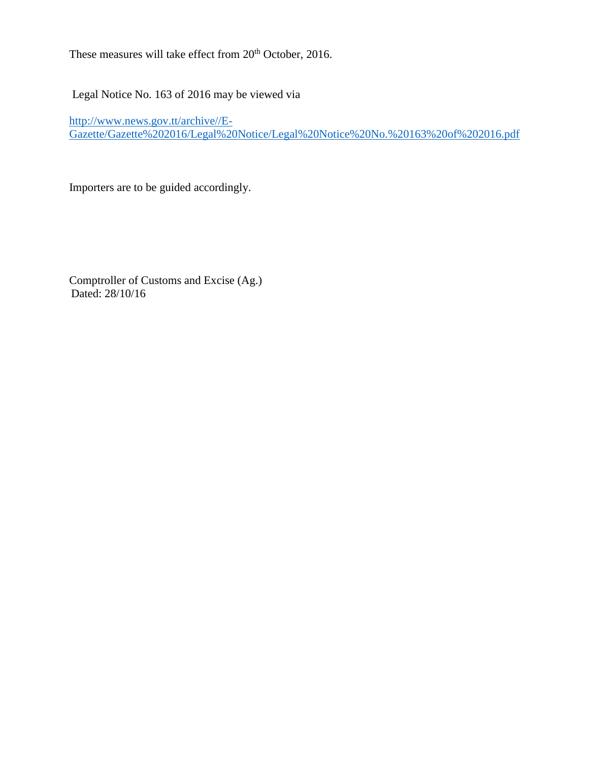These measures will take effect from 20th October, 2016.

Legal Notice No. 163 of 2016 may be viewed via

[http://www.news.gov.tt/archive//E-Gazette/Gazette%202016/Legal%20Notice/Legal%20Notice%20No.%20163%20of%202016.pdf](http://www.news.gov.tt/archive//E-Gazette/Gazette%202016/Legal%20Notice/Legal%20Notice%20No.%20163%20of%202016.pdf)

Importers are to be guided accordingly.

Comptroller of Customs and Excise (Ag.)
Dated: 28/10/16